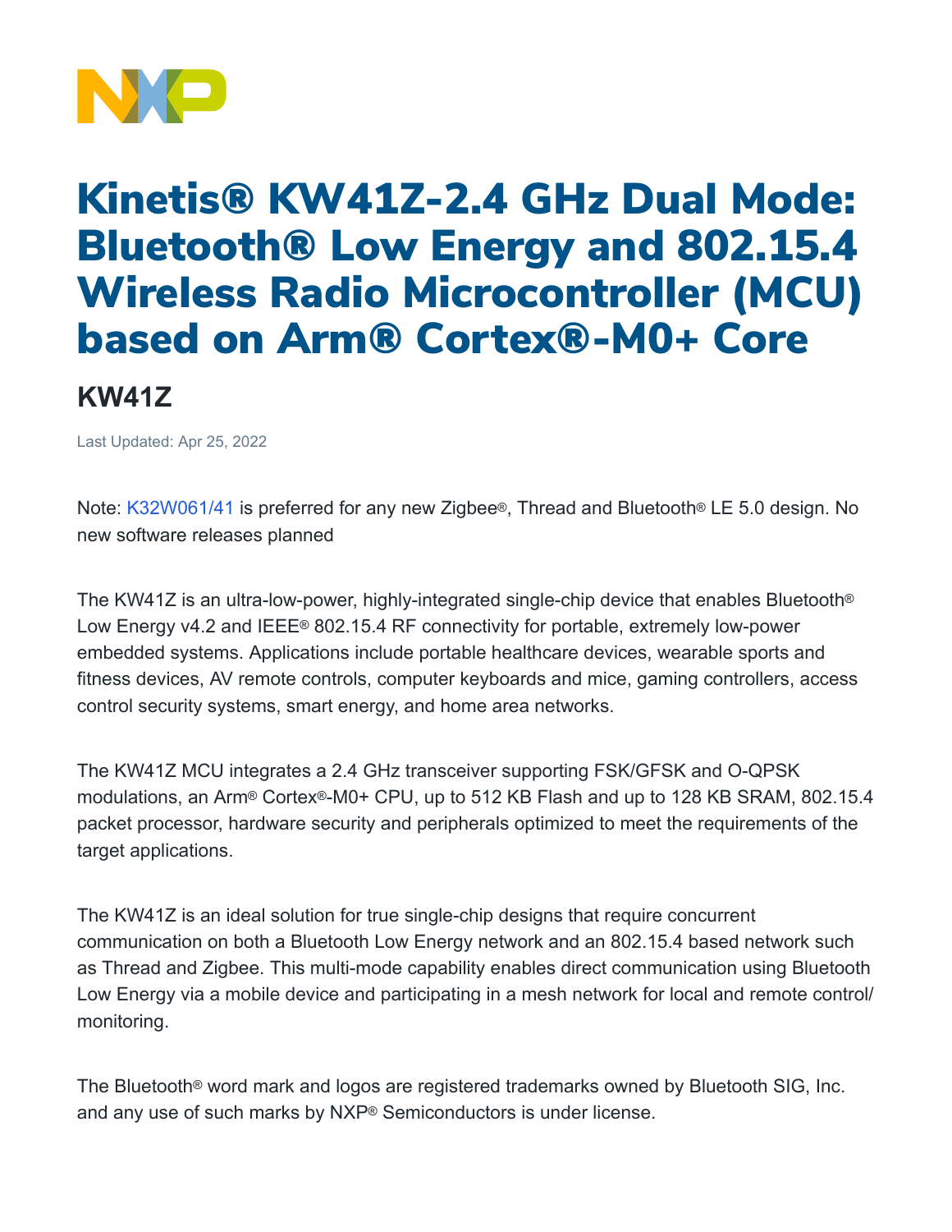# Kinetis® KW41Z-2.4 GHz Dual Mode: Bluetooth® Low Energy and 802.15.4 Wireless Radio Microcontroller (MCU) based on Arm® Cortex®-M0+ Core

## KW41Z

Last Updated: Apr 25, 2022

Note: K32W061/41 is preferred for any new Zigbee®, Thread and Bluetooth® LE 5.0 design. No new software releases planned

The KW41Z is an ultra-low-power, highly-integrated single-chip device that enables Bluetooth® Low Energy v4.2 and IEEE® 802.15.4 RF connectivity for portable, extremely low-power embedded systems. Applications include portable healthcare devices, wearable sports and fitness devices, AV remote controls, computer keyboards and mice, gaming controllers, access control security systems, smart energy, and home area networks.

The KW41Z MCU integrates a 2.4 GHz transceiver supporting FSK/GFSK and O-QPSK modulations, an Arm® Cortex®-M0+ CPU, up to 512 KB Flash and up to 128 KB SRAM, 802.15.4 packet processor, hardware security and peripherals optimized to meet the requirements of the target applications.

The KW41Z is an ideal solution for true single-chip designs that require concurrent communication on both a Bluetooth Low Energy network and an 802.15.4 based network such as Thread and Zigbee. This multi-mode capability enables direct communication using Bluetooth Low Energy via a mobile device and participating in a mesh network for local and remote control/monitoring.

The Bluetooth® word mark and logos are registered trademarks owned by Bluetooth SIG, Inc. and any use of such marks by NXP® Semiconductors is under license.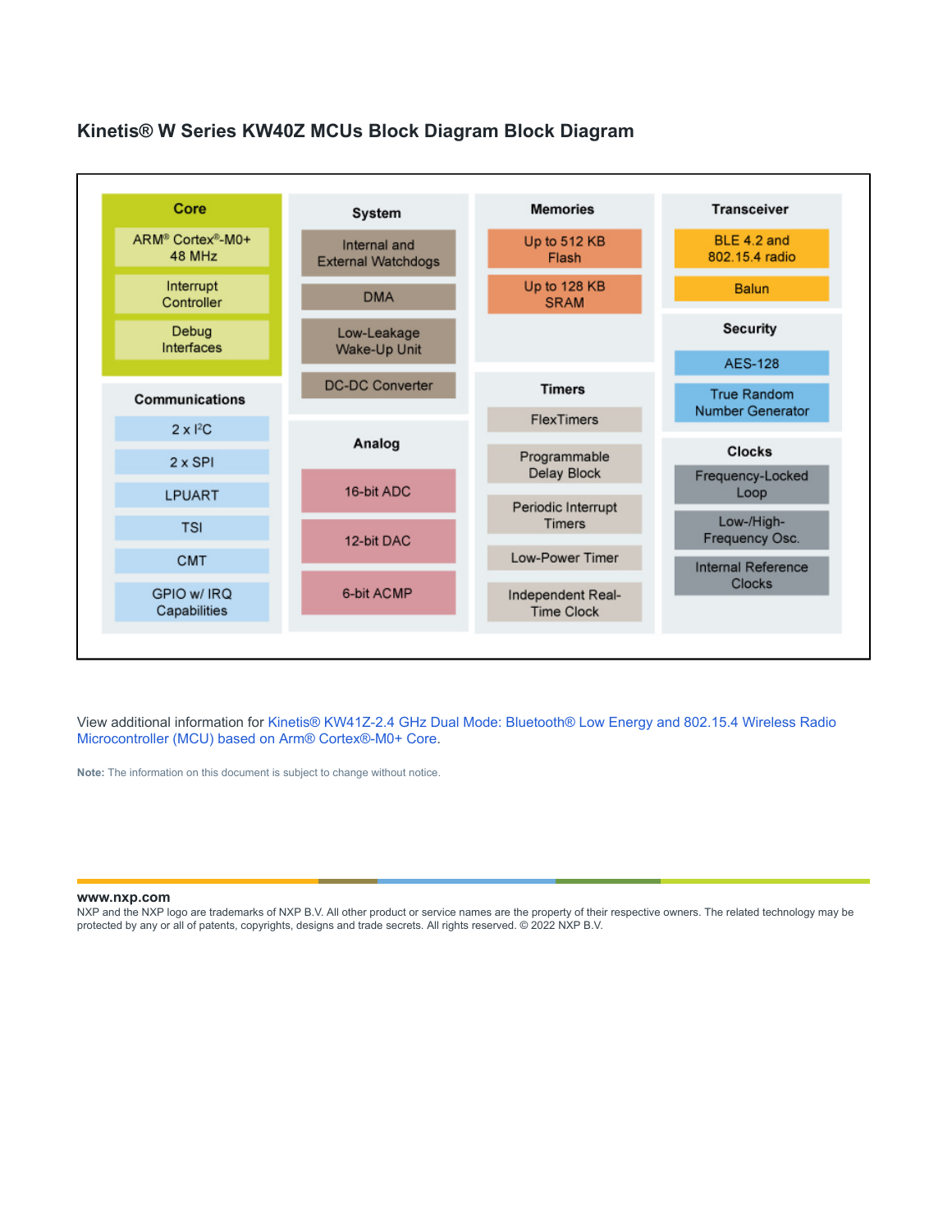## Kinetis® W Series KW40Z MCUs Block Diagram Block Diagram

**Core**
- ARM® Cortex®-M0+ 48 MHz
- Interrupt Controller
- Debug Interfaces

**System**
- Internal and External Watchdogs
- DMA
- Low-Leakage Wake-Up Unit
- DC-DC Converter

**Memories**
- Up to 512 KB Flash
- Up to 128 KB SRAM

**Transceiver**
- BLE 4.2 and 802.15.4 radio
- Balun

**Security**
- AES-128
- True Random Number Generator

**Communications**
- 2 x I²C
- 2 x SPI
- LPUART
- TSI
- CMT
- GPIO w/ IRQ Capabilities

**Analog**
- 16-bit ADC
- 12-bit DAC
- 6-bit ACMP

**Timers**
- FlexTimers
- Programmable Delay Block
- Periodic Interrupt Timers
- Low-Power Timer
- Independent Real-Time Clock

**Clocks**
- Frequency-Locked Loop
- Low-/High-Frequency Osc.
- Internal Reference Clocks

View additional information for Kinetis® KW41Z-2.4 GHz Dual Mode: Bluetooth® Low Energy and 802.15.4 Wireless Radio Microcontroller (MCU) based on Arm® Cortex®-M0+ Core.

**Note:** The information on this document is subject to change without notice.

**www.nxp.com**

NXP and the NXP logo are trademarks of NXP B.V. All other product or service names are the property of their respective owners. The related technology may be protected by any or all of patents, copyrights, designs and trade secrets. All rights reserved. © 2022 NXP B.V.